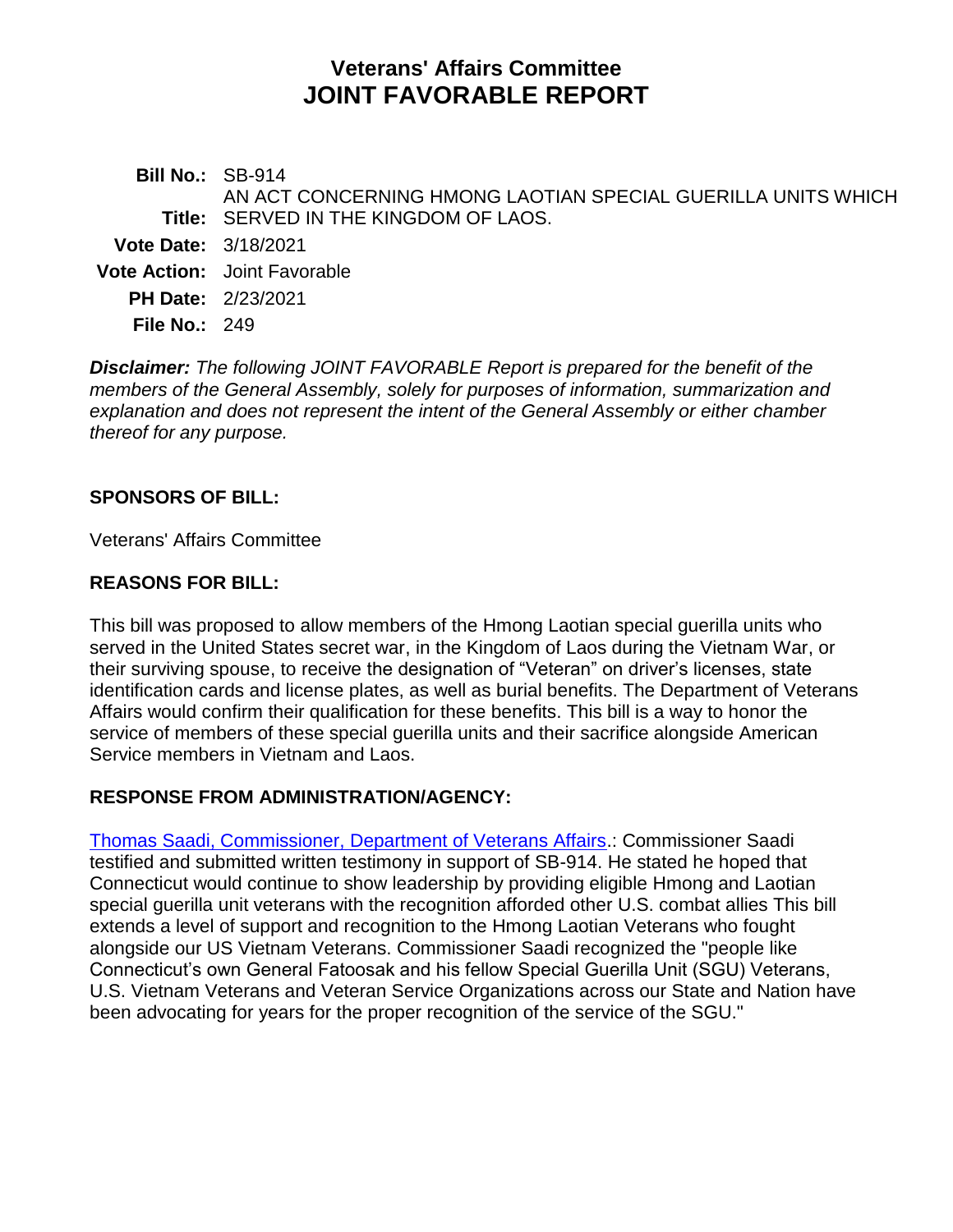# Veterans' Affairs Committee
# JOINT FAVORABLE REPORT

**Bill No.:** SB-914

**Title:** AN ACT CONCERNING HMONG LAOTIAN SPECIAL GUERILLA UNITS WHICH SERVED IN THE KINGDOM OF LAOS.

**Vote Date:** 3/18/2021

**Vote Action:** Joint Favorable

**PH Date:** 2/23/2021

**File No.:** 249

***Disclaimer:*** *The following JOINT FAVORABLE Report is prepared for the benefit of the members of the General Assembly, solely for purposes of information, summarization and explanation and does not represent the intent of the General Assembly or either chamber thereof for any purpose.*

## SPONSORS OF BILL:

Veterans' Affairs Committee

## REASONS FOR BILL:

This bill was proposed to allow members of the Hmong Laotian special guerilla units who served in the United States secret war, in the Kingdom of Laos during the Vietnam War, or their surviving spouse, to receive the designation of "Veteran" on driver's licenses, state identification cards and license plates, as well as burial benefits. The Department of Veterans Affairs would confirm their qualification for these benefits. This bill is a way to honor the service of members of these special guerilla units and their sacrifice alongside American Service members in Vietnam and Laos.

## RESPONSE FROM ADMINISTRATION/AGENCY:

Thomas Saadi, Commissioner, Department of Veterans Affairs.: Commissioner Saadi testified and submitted written testimony in support of SB-914. He stated he hoped that Connecticut would continue to show leadership by providing eligible Hmong and Laotian special guerilla unit veterans with the recognition afforded other U.S. combat allies This bill extends a level of support and recognition to the Hmong Laotian Veterans who fought alongside our US Vietnam Veterans. Commissioner Saadi recognized the "people like Connecticut's own General Fatoosak and his fellow Special Guerilla Unit (SGU) Veterans, U.S. Vietnam Veterans and Veteran Service Organizations across our State and Nation have been advocating for years for the proper recognition of the service of the SGU."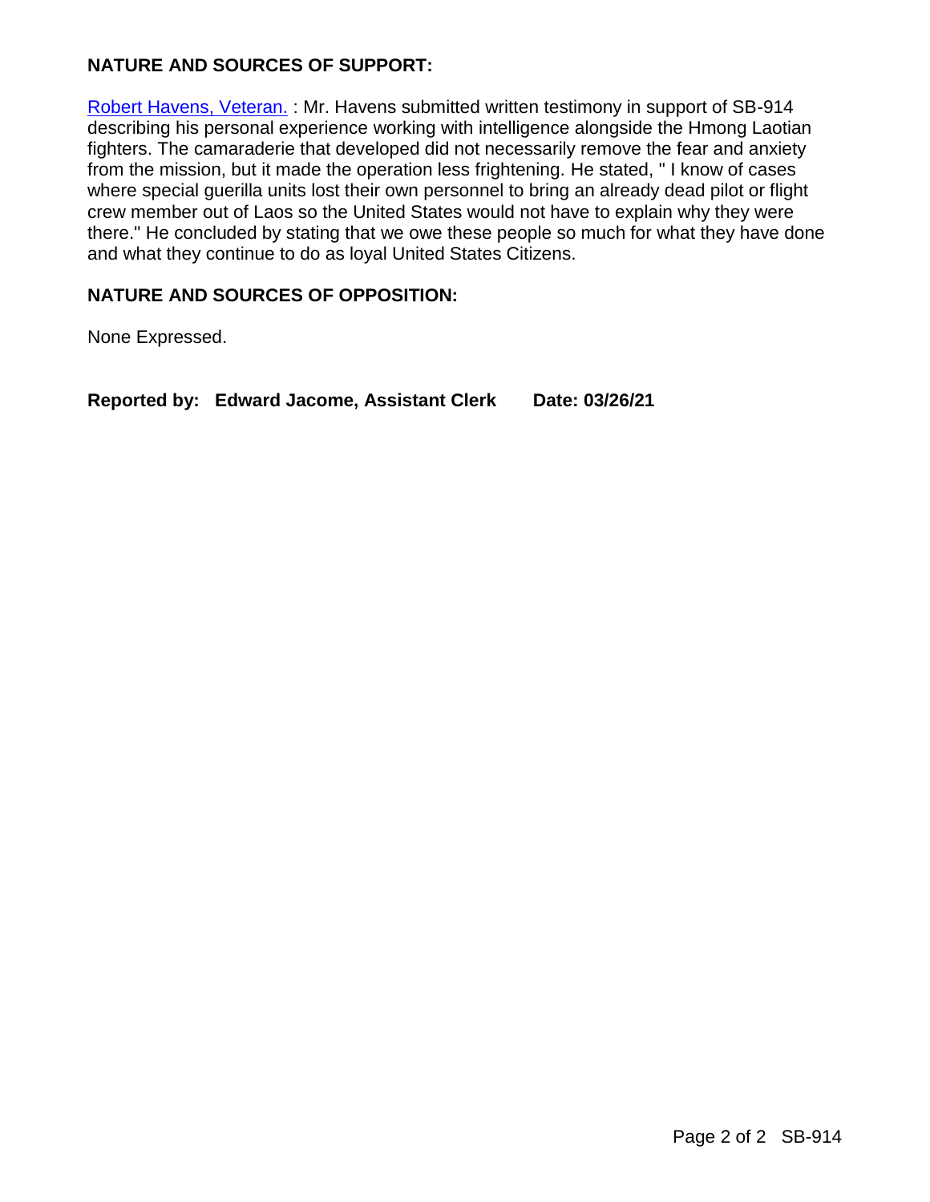## NATURE AND SOURCES OF SUPPORT:

Robert Havens, Veteran. : Mr. Havens submitted written testimony in support of SB-914 describing his personal experience working with intelligence alongside the Hmong Laotian fighters. The camaraderie that developed did not necessarily remove the fear and anxiety from the mission, but it made the operation less frightening. He stated, " I know of cases where special guerilla units lost their own personnel to bring an already dead pilot or flight crew member out of Laos so the United States would not have to explain why they were there." He concluded by stating that we owe these people so much for what they have done and what they continue to do as loyal United States Citizens.

## NATURE AND SOURCES OF OPPOSITION:

None Expressed.

**Reported by: Edward Jacome, Assistant Clerk Date: 03/26/21**